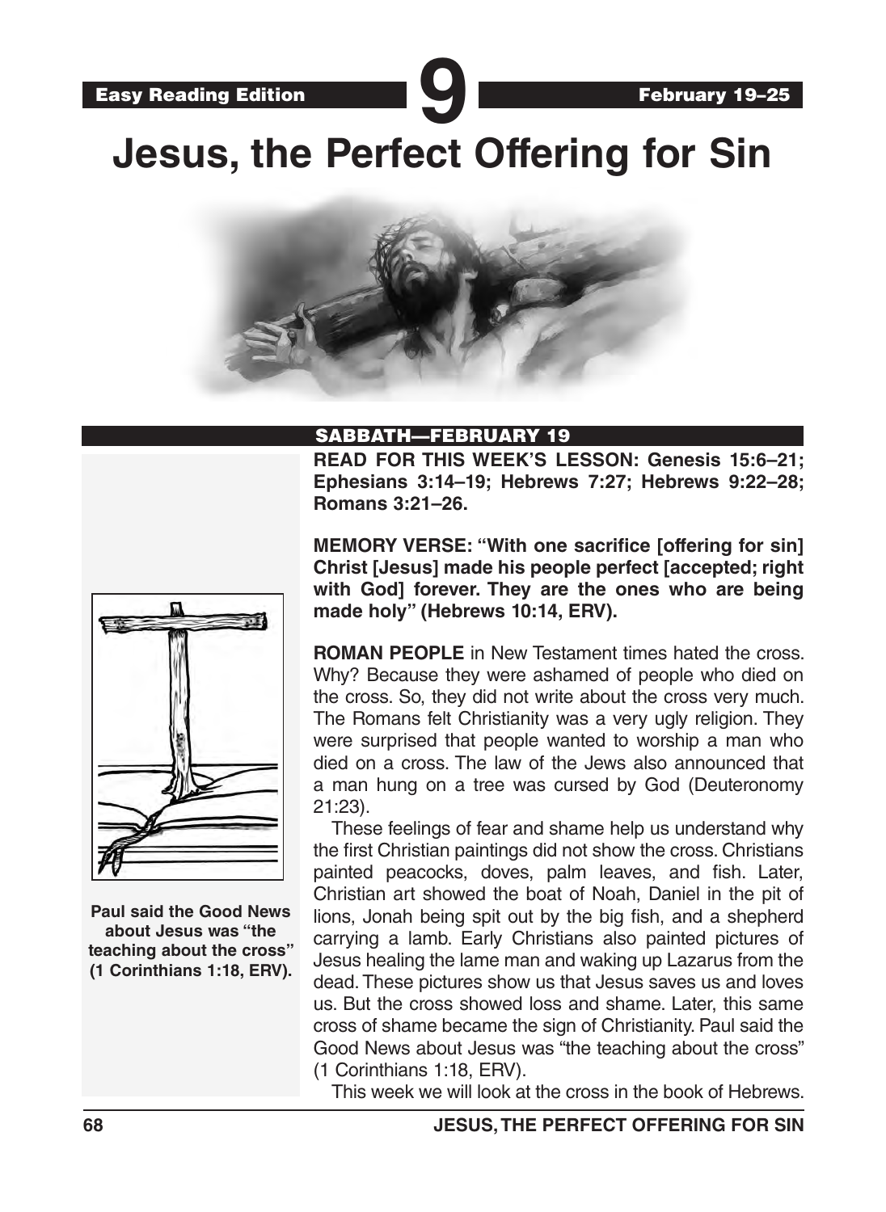Easy Reading Edition

# 9

February 19–25

# Jesus, the Perfect Offering for Sin

## SABBATH—FEBRUARY 19

**READ FOR THIS WEEK'S LESSON: Genesis 15:6–21; Ephesians 3:14–19; Hebrews 7:27; Hebrews 9:22–28; Romans 3:21–26.**

**MEMORY VERSE: "With one sacrifice [offering for sin] Christ [Jesus] made his people perfect [accepted; right with God] forever. They are the ones who are being made holy" (Hebrews 10:14, ERV).**

**ROMAN PEOPLE** in New Testament times hated the cross. Why? Because they were ashamed of people who died on the cross. So, they did not write about the cross very much. The Romans felt Christianity was a very ugly religion. They were surprised that people wanted to worship a man who died on a cross. The law of the Jews also announced that a man hung on a tree was cursed by God (Deuteronomy 21:23).

These feelings of fear and shame help us understand why the first Christian paintings did not show the cross. Christians painted peacocks, doves, palm leaves, and fish. Later, Christian art showed the boat of Noah, Daniel in the pit of lions, Jonah being spit out by the big fish, and a shepherd carrying a lamb. Early Christians also painted pictures of Jesus healing the lame man and waking up Lazarus from the dead. These pictures show us that Jesus saves us and loves us. But the cross showed loss and shame. Later, this same cross of shame became the sign of Christianity. Paul said the Good News about Jesus was "the teaching about the cross" (1 Corinthians 1:18, ERV).

This week we will look at the cross in the book of Hebrews.

**Paul said the Good News about Jesus was "the teaching about the cross" (1 Corinthians 1:18, ERV).**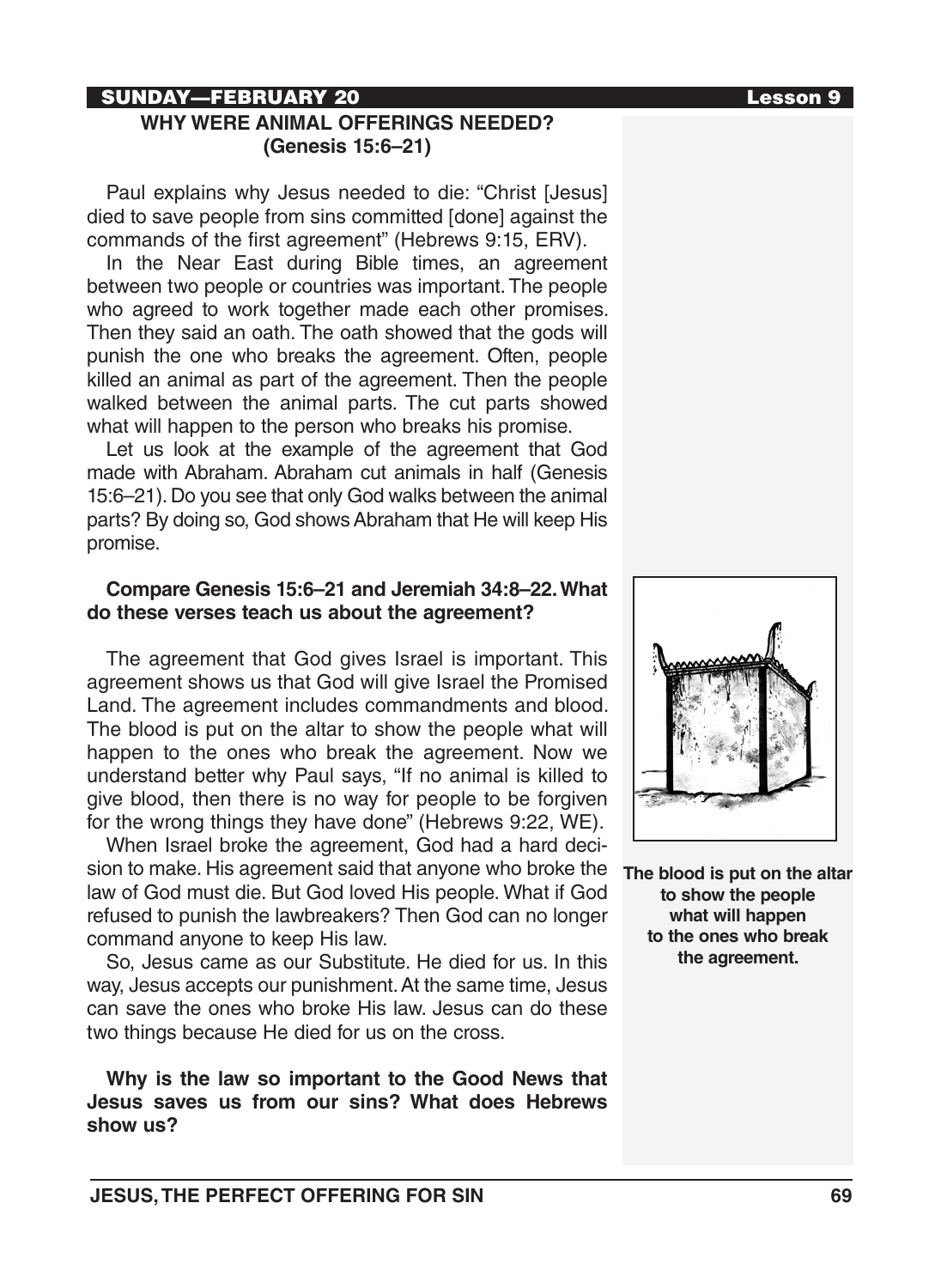**SUNDAY—FEBRUARY 20**

## WHY WERE ANIMAL OFFERINGS NEEDED? (Genesis 15:6–21)

Paul explains why Jesus needed to die: "Christ [Jesus] died to save people from sins committed [done] against the commands of the first agreement" (Hebrews 9:15, ERV).

In the Near East during Bible times, an agreement between two people or countries was important. The people who agreed to work together made each other promises. Then they said an oath. The oath showed that the gods will punish the one who breaks the agreement. Often, people killed an animal as part of the agreement. Then the people walked between the animal parts. The cut parts showed what will happen to the person who breaks his promise.

Let us look at the example of the agreement that God made with Abraham. Abraham cut animals in half (Genesis 15:6–21). Do you see that only God walks between the animal parts? By doing so, God shows Abraham that He will keep His promise.

**Compare Genesis 15:6–21 and Jeremiah 34:8–22. What do these verses teach us about the agreement?**

The agreement that God gives Israel is important. This agreement shows us that God will give Israel the Promised Land. The agreement includes commandments and blood. The blood is put on the altar to show the people what will happen to the ones who break the agreement. Now we understand better why Paul says, "If no animal is killed to give blood, then there is no way for people to be forgiven for the wrong things they have done" (Hebrews 9:22, WE).

When Israel broke the agreement, God had a hard decision to make. His agreement said that anyone who broke the law of God must die. But God loved His people. What if God refused to punish the lawbreakers? Then God can no longer command anyone to keep His law.

So, Jesus came as our Substitute. He died for us. In this way, Jesus accepts our punishment. At the same time, Jesus can save the ones who broke His law. Jesus can do these two things because He died for us on the cross.

**The blood is put on the altar to show the people what will happen to the ones who break the agreement.**

**Why is the law so important to the Good News that Jesus saves us from our sins? What does Hebrews show us?**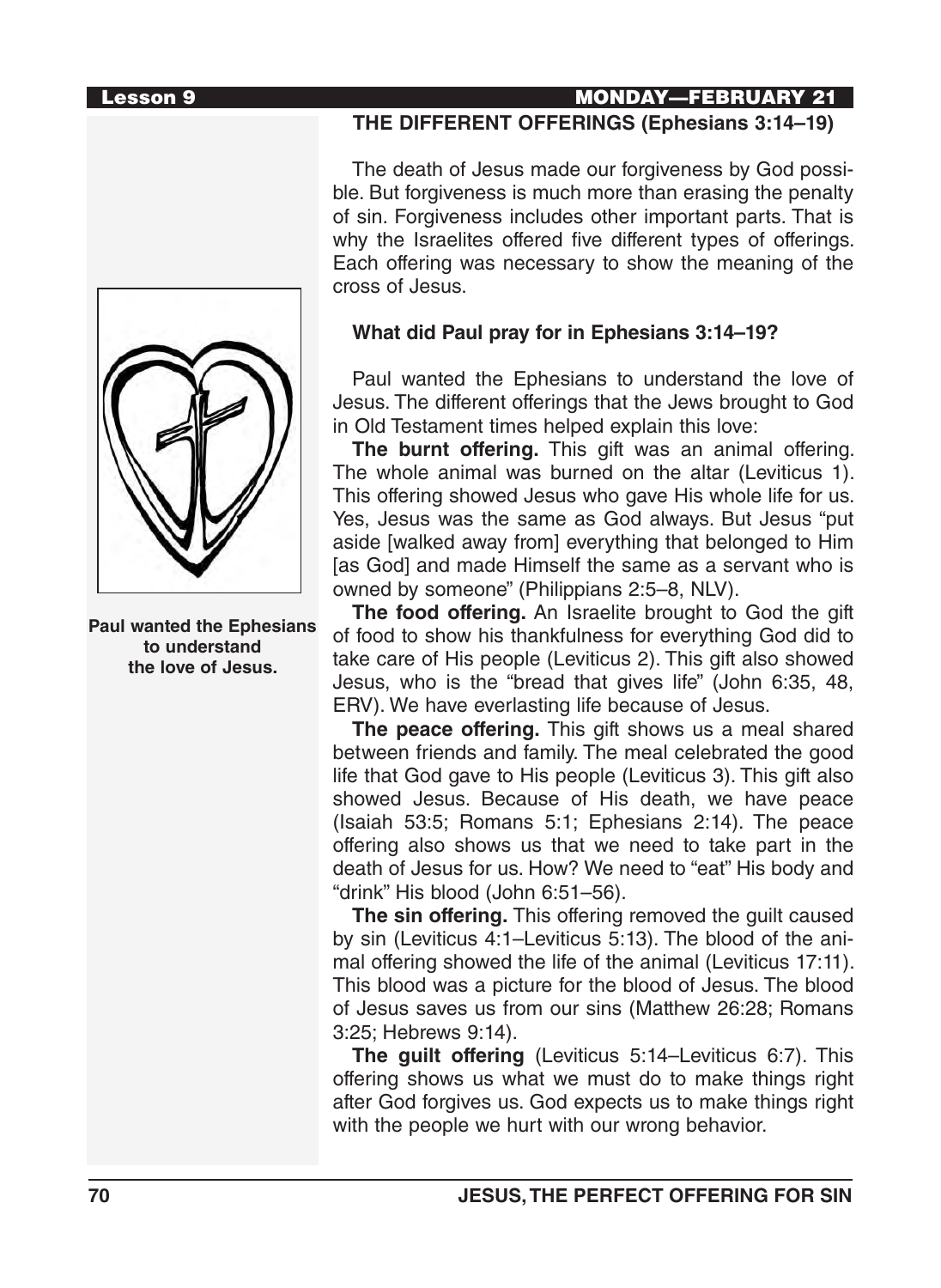## THE DIFFERENT OFFERINGS (Ephesians 3:14–19)

The death of Jesus made our forgiveness by God possible. But forgiveness is much more than erasing the penalty of sin. Forgiveness includes other important parts. That is why the Israelites offered five different types of offerings. Each offering was necessary to show the meaning of the cross of Jesus.

**What did Paul pray for in Ephesians 3:14–19?**

Paul wanted the Ephesians to understand the love of Jesus. The different offerings that the Jews brought to God in Old Testament times helped explain this love:

**The burnt offering.** This gift was an animal offering. The whole animal was burned on the altar (Leviticus 1). This offering showed Jesus who gave His whole life for us. Yes, Jesus was the same as God always. But Jesus "put aside [walked away from] everything that belonged to Him [as God] and made Himself the same as a servant who is owned by someone" (Philippians 2:5–8, NLV).

**The food offering.** An Israelite brought to God the gift of food to show his thankfulness for everything God did to take care of His people (Leviticus 2). This gift also showed Jesus, who is the "bread that gives life" (John 6:35, 48, ERV). We have everlasting life because of Jesus.

**The peace offering.** This gift shows us a meal shared between friends and family. The meal celebrated the good life that God gave to His people (Leviticus 3). This gift also showed Jesus. Because of His death, we have peace (Isaiah 53:5; Romans 5:1; Ephesians 2:14). The peace offering also shows us that we need to take part in the death of Jesus for us. How? We need to "eat" His body and "drink" His blood (John 6:51–56).

**The sin offering.** This offering removed the guilt caused by sin (Leviticus 4:1–Leviticus 5:13). The blood of the animal offering showed the life of the animal (Leviticus 17:11). This blood was a picture for the blood of Jesus. The blood of Jesus saves us from our sins (Matthew 26:28; Romans 3:25; Hebrews 9:14).

**The guilt offering** (Leviticus 5:14–Leviticus 6:7). This offering shows us what we must do to make things right after God forgives us. God expects us to make things right with the people we hurt with our wrong behavior.

**Paul wanted the Ephesians to understand the love of Jesus.**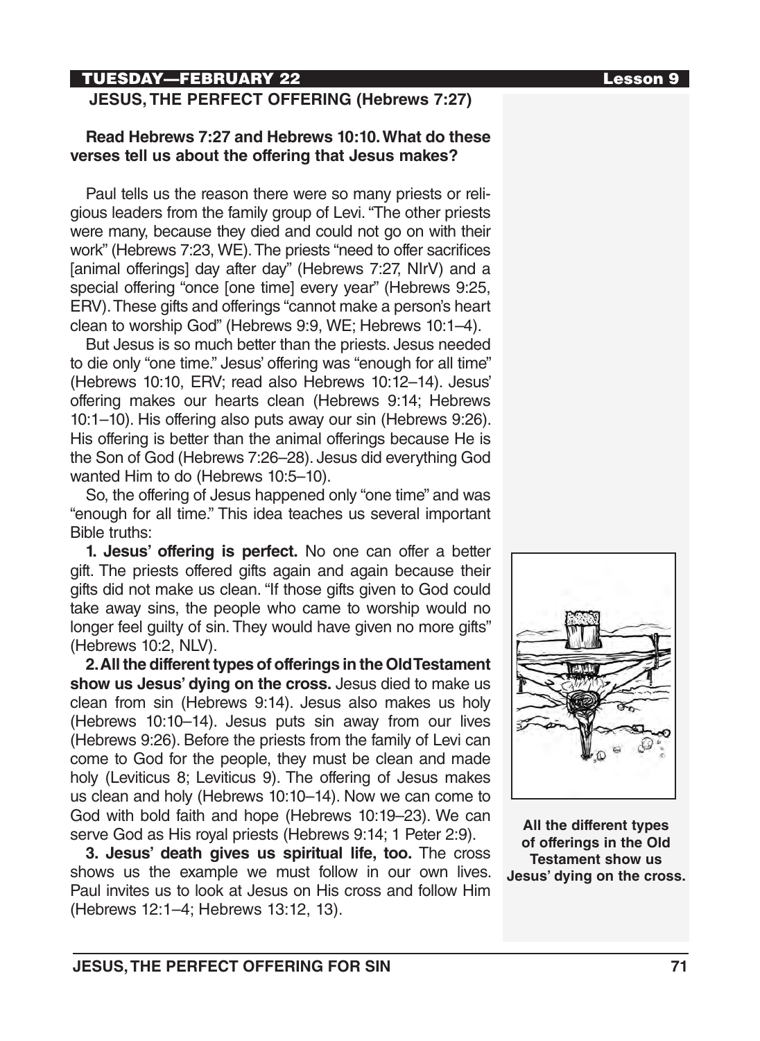## TUESDAY—FEBRUARY 22

### JESUS, THE PERFECT OFFERING (Hebrews 7:27)

**Read Hebrews 7:27 and Hebrews 10:10. What do these verses tell us about the offering that Jesus makes?**

Paul tells us the reason there were so many priests or religious leaders from the family group of Levi. "The other priests were many, because they died and could not go on with their work" (Hebrews 7:23, WE). The priests "need to offer sacrifices [animal offerings] day after day" (Hebrews 7:27, NIrV) and a special offering "once [one time] every year" (Hebrews 9:25, ERV). These gifts and offerings "cannot make a person's heart clean to worship God" (Hebrews 9:9, WE; Hebrews 10:1–4).

But Jesus is so much better than the priests. Jesus needed to die only "one time." Jesus' offering was "enough for all time" (Hebrews 10:10, ERV; read also Hebrews 10:12–14). Jesus' offering makes our hearts clean (Hebrews 9:14; Hebrews 10:1–10). His offering also puts away our sin (Hebrews 9:26). His offering is better than the animal offerings because He is the Son of God (Hebrews 7:26–28). Jesus did everything God wanted Him to do (Hebrews 10:5–10).

So, the offering of Jesus happened only "one time" and was "enough for all time." This idea teaches us several important Bible truths:

**1. Jesus' offering is perfect.** No one can offer a better gift. The priests offered gifts again and again because their gifts did not make us clean. "If those gifts given to God could take away sins, the people who came to worship would no longer feel guilty of sin. They would have given no more gifts" (Hebrews 10:2, NLV).

**2. All the different types of offerings in the Old Testament show us Jesus' dying on the cross.** Jesus died to make us clean from sin (Hebrews 9:14). Jesus also makes us holy (Hebrews 10:10–14). Jesus puts sin away from our lives (Hebrews 9:26). Before the priests from the family of Levi can come to God for the people, they must be clean and made holy (Leviticus 8; Leviticus 9). The offering of Jesus makes us clean and holy (Hebrews 10:10–14). Now we can come to God with bold faith and hope (Hebrews 10:19–23). We can serve God as His royal priests (Hebrews 9:14; 1 Peter 2:9).

**3. Jesus' death gives us spiritual life, too.** The cross shows us the example we must follow in our own lives. Paul invites us to look at Jesus on His cross and follow Him (Hebrews 12:1–4; Hebrews 13:12, 13).

**All the different types of offerings in the Old Testament show us Jesus' dying on the cross.**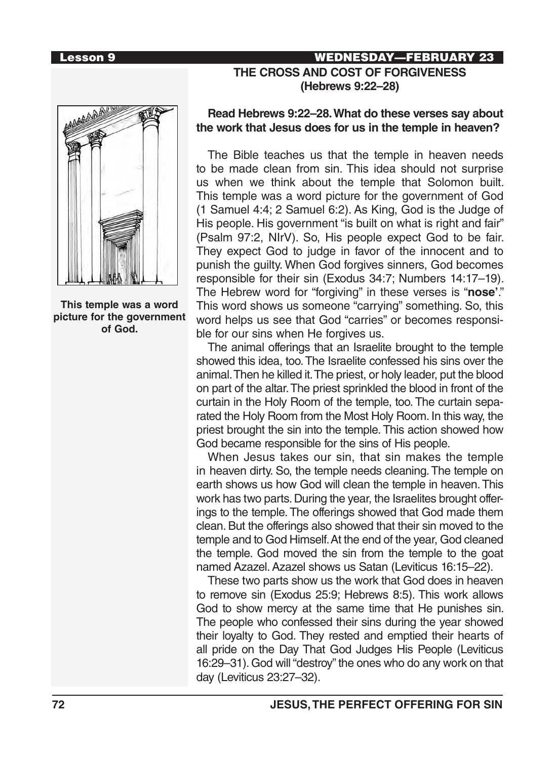**Lesson 9** **WEDNESDAY—FEBRUARY 23**

## THE CROSS AND COST OF FORGIVENESS (Hebrews 9:22–28)

This temple was a word picture for the government of God.

**Read Hebrews 9:22–28. What do these verses say about the work that Jesus does for us in the temple in heaven?**

The Bible teaches us that the temple in heaven needs to be made clean from sin. This idea should not surprise us when we think about the temple that Solomon built. This temple was a word picture for the government of God (1 Samuel 4:4; 2 Samuel 6:2). As King, God is the Judge of His people. His government "is built on what is right and fair" (Psalm 97:2, NIrV). So, His people expect God to be fair. They expect God to judge in favor of the innocent and to punish the guilty. When God forgives sinners, God becomes responsible for their sin (Exodus 34:7; Numbers 14:17–19). The Hebrew word for "forgiving" in these verses is "**nose'**." This word shows us someone "carrying" something. So, this word helps us see that God "carries" or becomes responsible for our sins when He forgives us.

The animal offerings that an Israelite brought to the temple showed this idea, too. The Israelite confessed his sins over the animal. Then he killed it. The priest, or holy leader, put the blood on part of the altar. The priest sprinkled the blood in front of the curtain in the Holy Room of the temple, too. The curtain separated the Holy Room from the Most Holy Room. In this way, the priest brought the sin into the temple. This action showed how God became responsible for the sins of His people.

When Jesus takes our sin, that sin makes the temple in heaven dirty. So, the temple needs cleaning. The temple on earth shows us how God will clean the temple in heaven. This work has two parts. During the year, the Israelites brought offerings to the temple. The offerings showed that God made them clean. But the offerings also showed that their sin moved to the temple and to God Himself. At the end of the year, God cleaned the temple. God moved the sin from the temple to the goat named Azazel. Azazel shows us Satan (Leviticus 16:15–22).

These two parts show us the work that God does in heaven to remove sin (Exodus 25:9; Hebrews 8:5). This work allows God to show mercy at the same time that He punishes sin. The people who confessed their sins during the year showed their loyalty to God. They rested and emptied their hearts of all pride on the Day That God Judges His People (Leviticus 16:29–31). God will "destroy" the ones who do any work on that day (Leviticus 23:27–32).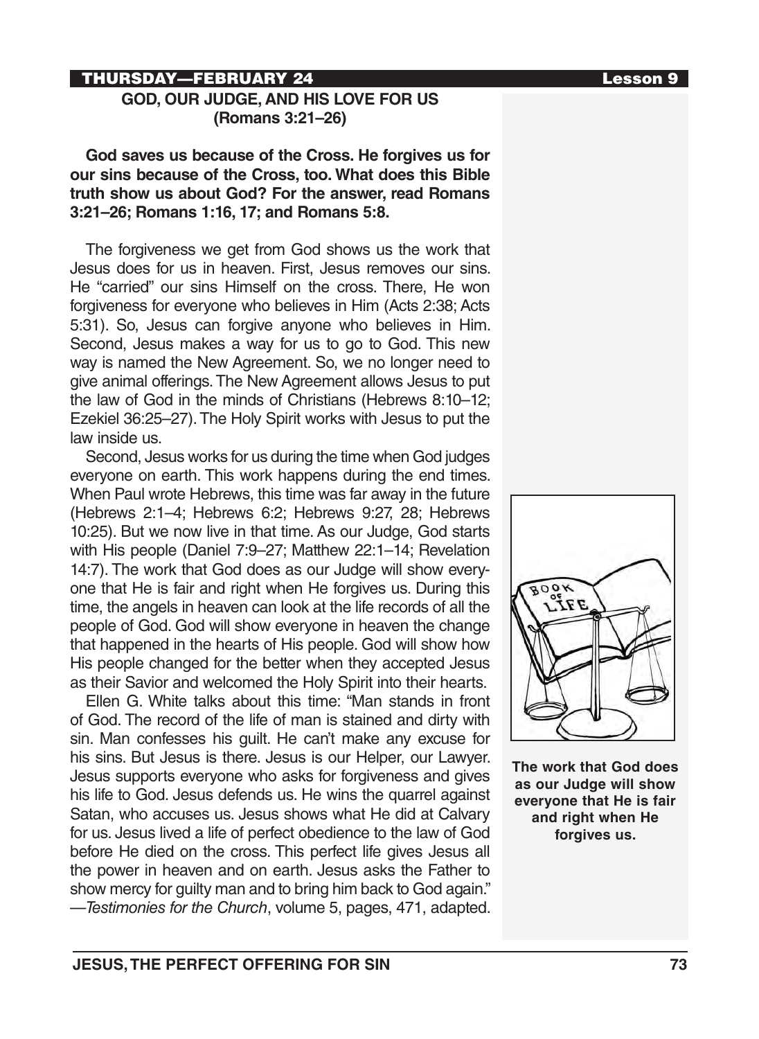THURSDAY—FEBRUARY 24 Lesson 9

## GOD, OUR JUDGE, AND HIS LOVE FOR US (Romans 3:21–26)

**God saves us because of the Cross. He forgives us for our sins because of the Cross, too. What does this Bible truth show us about God? For the answer, read Romans 3:21–26; Romans 1:16, 17; and Romans 5:8.**

The forgiveness we get from God shows us the work that Jesus does for us in heaven. First, Jesus removes our sins. He "carried" our sins Himself on the cross. There, He won forgiveness for everyone who believes in Him (Acts 2:38; Acts 5:31). So, Jesus can forgive anyone who believes in Him. Second, Jesus makes a way for us to go to God. This new way is named the New Agreement. So, we no longer need to give animal offerings. The New Agreement allows Jesus to put the law of God in the minds of Christians (Hebrews 8:10–12; Ezekiel 36:25–27). The Holy Spirit works with Jesus to put the law inside us.

Second, Jesus works for us during the time when God judges everyone on earth. This work happens during the end times. When Paul wrote Hebrews, this time was far away in the future (Hebrews 2:1–4; Hebrews 6:2; Hebrews 9:27, 28; Hebrews 10:25). But we now live in that time. As our Judge, God starts with His people (Daniel 7:9–27; Matthew 22:1–14; Revelation 14:7). The work that God does as our Judge will show everyone that He is fair and right when He forgives us. During this time, the angels in heaven can look at the life records of all the people of God. God will show everyone in heaven the change that happened in the hearts of His people. God will show how His people changed for the better when they accepted Jesus as their Savior and welcomed the Holy Spirit into their hearts.

Ellen G. White talks about this time: "Man stands in front of God. The record of the life of man is stained and dirty with sin. Man confesses his guilt. He can't make any excuse for his sins. But Jesus is there. Jesus is our Helper, our Lawyer. Jesus supports everyone who asks for forgiveness and gives his life to God. Jesus defends us. He wins the quarrel against Satan, who accuses us. Jesus shows what He did at Calvary for us. Jesus lived a life of perfect obedience to the law of God before He died on the cross. This perfect life gives Jesus all the power in heaven and on earth. Jesus asks the Father to show mercy for guilty man and to bring him back to God again." —*Testimonies for the Church*, volume 5, pages, 471, adapted.

**The work that God does as our Judge will show everyone that He is fair and right when He forgives us.**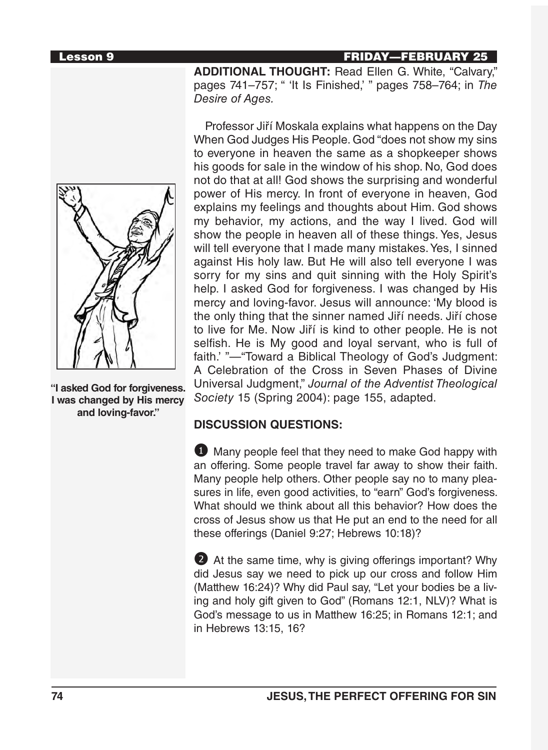**ADDITIONAL THOUGHT:** Read Ellen G. White, "Calvary," pages 741–757; " 'It Is Finished,' " pages 758–764; in *The Desire of Ages.*

Professor Jiří Moskala explains what happens on the Day When God Judges His People. God "does not show my sins to everyone in heaven the same as a shopkeeper shows his goods for sale in the window of his shop. No, God does not do that at all! God shows the surprising and wonderful power of His mercy. In front of everyone in heaven, God explains my feelings and thoughts about Him. God shows my behavior, my actions, and the way I lived. God will show the people in heaven all of these things. Yes, Jesus will tell everyone that I made many mistakes. Yes, I sinned against His holy law. But He will also tell everyone I was sorry for my sins and quit sinning with the Holy Spirit's help. I asked God for forgiveness. I was changed by His mercy and loving-favor. Jesus will announce: 'My blood is the only thing that the sinner named Jiří needs. Jiří chose to live for Me. Now Jiří is kind to other people. He is not selfish. He is My good and loyal servant, who is full of faith.' "—"Toward a Biblical Theology of God's Judgment: A Celebration of the Cross in Seven Phases of Divine Universal Judgment," *Journal of the Adventist Theological Society* 15 (Spring 2004): page 155, adapted.

**"I asked God for forgiveness. I was changed by His mercy and loving-favor."**

**DISCUSSION QUESTIONS:**

1. Many people feel that they need to make God happy with an offering. Some people travel far away to show their faith. Many people help others. Other people say no to many pleasures in life, even good activities, to "earn" God's forgiveness. What should we think about all this behavior? How does the cross of Jesus show us that He put an end to the need for all these offerings (Daniel 9:27; Hebrews 10:18)?

2. At the same time, why is giving offerings important? Why did Jesus say we need to pick up our cross and follow Him (Matthew 16:24)? Why did Paul say, "Let your bodies be a living and holy gift given to God" (Romans 12:1, NLV)? What is God's message to us in Matthew 16:25; in Romans 12:1; and in Hebrews 13:15, 16?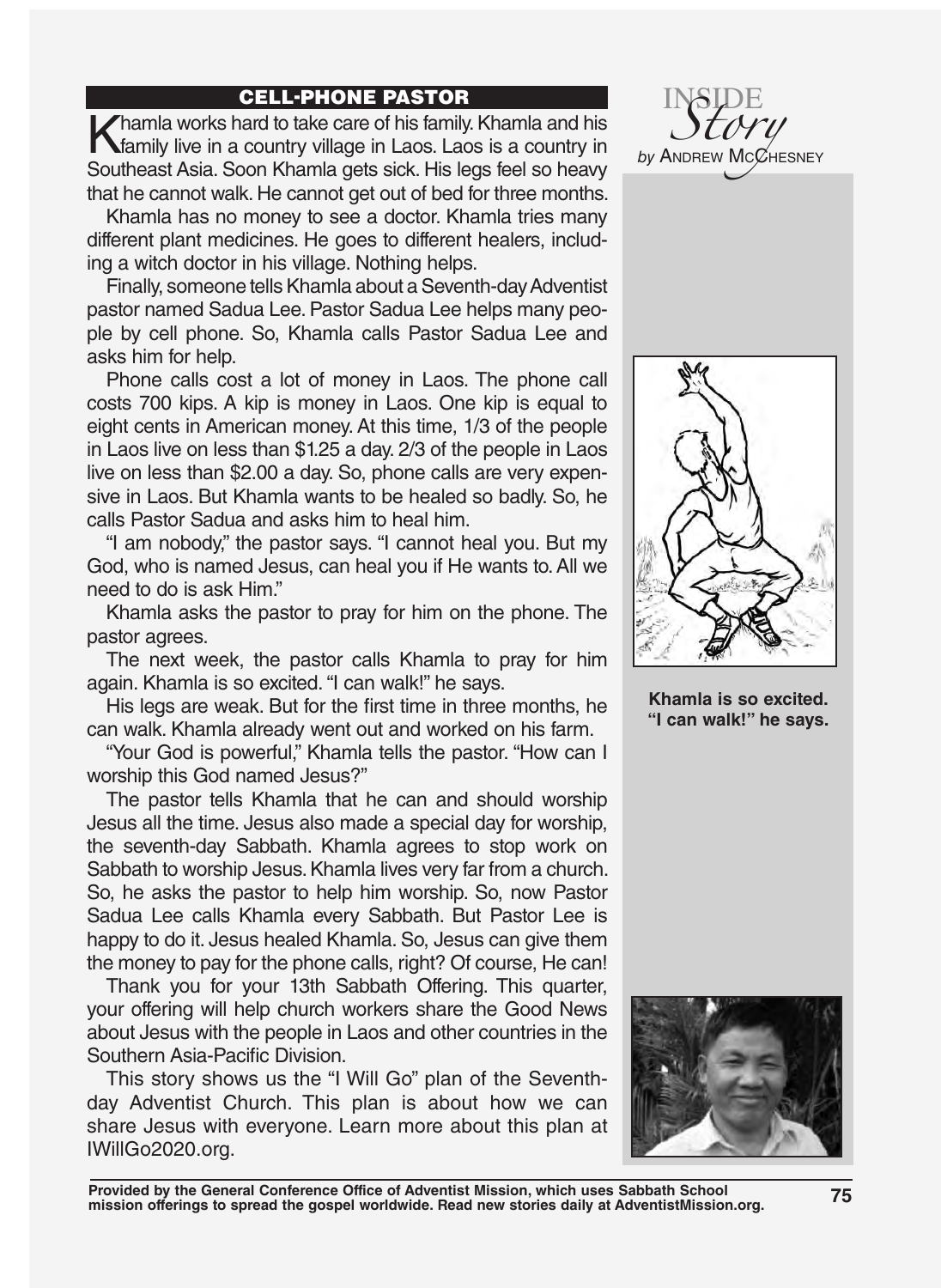## CELL-PHONE PASTOR

INSIDE *Story* by ANDREW MCCHESNEY

Khamla works hard to take care of his family. Khamla and his family live in a country village in Laos. Laos is a country in Southeast Asia. Soon Khamla gets sick. His legs feel so heavy that he cannot walk. He cannot get out of bed for three months.

Khamla has no money to see a doctor. Khamla tries many different plant medicines. He goes to different healers, including a witch doctor in his village. Nothing helps.

Finally, someone tells Khamla about a Seventh-day Adventist pastor named Sadua Lee. Pastor Sadua Lee helps many people by cell phone. So, Khamla calls Pastor Sadua Lee and asks him for help.

Phone calls cost a lot of money in Laos. The phone call costs 700 kips. A kip is money in Laos. One kip is equal to eight cents in American money. At this time, 1/3 of the people in Laos live on less than $1.25 a day. 2/3 of the people in Laos live on less than $2.00 a day. So, phone calls are very expensive in Laos. But Khamla wants to be healed so badly. So, he calls Pastor Sadua and asks him to heal him.

"I am nobody," the pastor says. "I cannot heal you. But my God, who is named Jesus, can heal you if He wants to. All we need to do is ask Him."

Khamla asks the pastor to pray for him on the phone. The pastor agrees.

The next week, the pastor calls Khamla to pray for him again. Khamla is so excited. "I can walk!" he says.

His legs are weak. But for the first time in three months, he can walk. Khamla already went out and worked on his farm.

"Your God is powerful," Khamla tells the pastor. "How can I worship this God named Jesus?"

The pastor tells Khamla that he can and should worship Jesus all the time. Jesus also made a special day for worship, the seventh-day Sabbath. Khamla agrees to stop work on Sabbath to worship Jesus. Khamla lives very far from a church. So, he asks the pastor to help him worship. So, now Pastor Sadua Lee calls Khamla every Sabbath. But Pastor Lee is happy to do it. Jesus healed Khamla. So, Jesus can give them the money to pay for the phone calls, right? Of course, He can!

Thank you for your 13th Sabbath Offering. This quarter, your offering will help church workers share the Good News about Jesus with the people in Laos and other countries in the Southern Asia-Pacific Division.

This story shows us the "I Will Go" plan of the Seventh-day Adventist Church. This plan is about how we can share Jesus with everyone. Learn more about this plan at IWillGo2020.org.

**Khamla is so excited. "I can walk!" he says.**

**Provided by the General Conference Office of Adventist Mission, which uses Sabbath School mission offerings to spread the gospel worldwide. Read new stories daily at AdventistMission.org.**